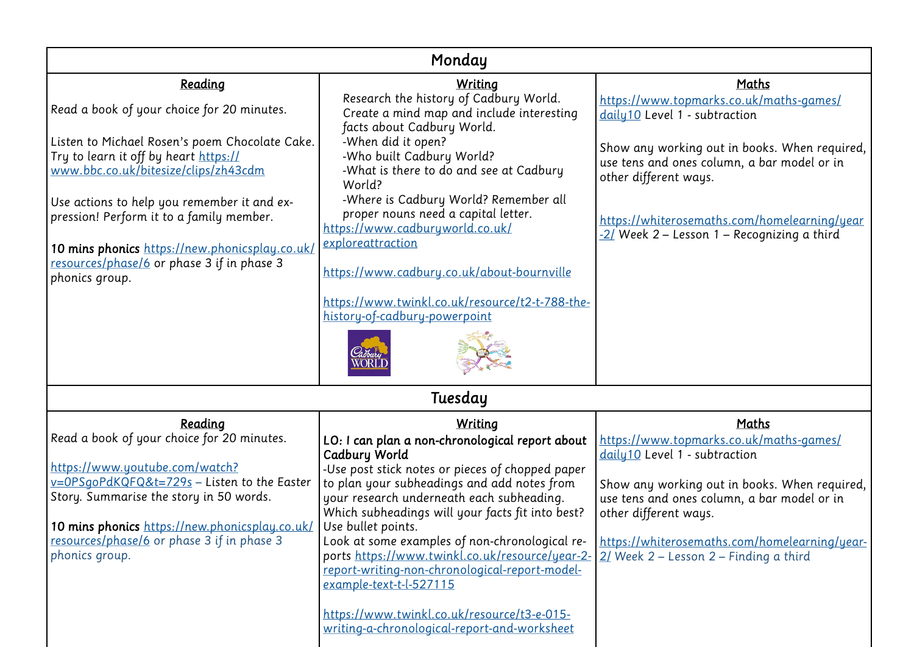## Monday

| Reading | Writing | Maths |
|---|---|---|
| Read a book of your choice for 20 minutes.<br><br>Listen to Michael Rosen's poem Chocolate Cake. Try to learn it off by heart https://www.bbc.co.uk/bitesize/clips/zh43cdm<br><br>Use actions to help you remember it and expression! Perform it to a family member.<br><br>**10 mins phonics** https://new.phonicsplay.co.uk/resources/phase/6 or phase 3 if in phase 3 phonics group. | Research the history of Cadbury World. Create a mind map and include interesting facts about Cadbury World.<br>-When did it open?<br>-Who built Cadbury World?<br>-What is there to do and see at Cadbury World?<br>-Where is Cadbury World? Remember all proper nouns need a capital letter.<br>https://www.cadburyworld.co.uk/exploreattraction<br><br>https://www.cadbury.co.uk/about-bournville<br><br>https://www.twinkl.co.uk/resource/t2-t-788-the-history-of-cadbury-powerpoint | https://www.topmarks.co.uk/maths-games/daily10 Level 1 - subtraction<br><br>Show any working out in books. When required, use tens and ones column, a bar model or in other different ways.<br><br>https://whiterosemaths.com/homelearning/year-2/ Week 2 – Lesson 1 – Recognizing a third |

## Tuesday

| Reading | Writing | Maths |
|---|---|---|
| Read a book of your choice for 20 minutes.<br><br>https://www.youtube.com/watch?v=0PSgoPdKQFQ&t=729s – Listen to the Easter Story. Summarise the story in 50 words.<br><br>**10 mins phonics** https://new.phonicsplay.co.uk/resources/phase/6 or phase 3 if in phase 3 phonics group. | **LO: I can plan a non-chronological report about Cadbury World**<br>-Use post stick notes or pieces of chopped paper to plan your subheadings and add notes from your research underneath each subheading. Which subheadings will your facts fit into best? Use bullet points.<br>Look at some examples of non-chronological reports https://www.twinkl.co.uk/resource/year-2-report-writing-non-chronological-report-model-example-text-t-l-527115<br><br>https://www.twinkl.co.uk/resource/t3-e-015-writing-a-chronological-report-and-worksheet | https://www.topmarks.co.uk/maths-games/daily10 Level 1 - subtraction<br><br>Show any working out in books. When required, use tens and ones column, a bar model or in other different ways.<br><br>https://whiterosemaths.com/homelearning/year-2/ Week 2 – Lesson 2 – Finding a third |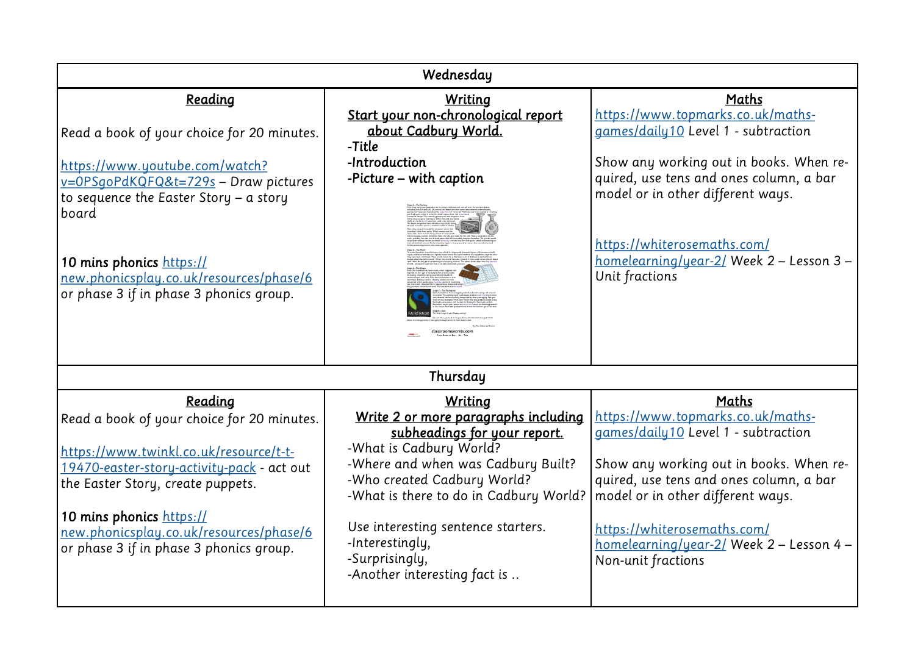| Wednesday | | |
|---|---|---|
| **Reading**<br><br>Read a book of your choice for 20 minutes.<br><br>https://www.youtube.com/watch?v=0PSgoPdKQFQ&t=729s – Draw pictures to sequence the Easter Story – a story board<br><br>10 mins phonics https://new.phonicsplay.co.uk/resources/phase/6 or phase 3 if in phase 3 phonics group. | **Writing**<br>**Start your non-chronological report about Cadbury World.**<br>-Title<br>-Introduction<br>-Picture – with caption | **Maths**<br>https://www.topmarks.co.uk/maths-games/daily10 Level 1 - subtraction<br><br>Show any working out in books. When required, use tens and ones column, a bar model or in other different ways.<br><br>https://whiterosemaths.com/homelearning/year-2/ Week 2 – Lesson 3 – Unit fractions |
| **Thursday** | | |
| **Reading**<br>Read a book of your choice for 20 minutes.<br><br>https://www.twinkl.co.uk/resource/t-t-19470-easter-story-activity-pack - act out the Easter Story, create puppets.<br><br>10 mins phonics https://new.phonicsplay.co.uk/resources/phase/6 or phase 3 if in phase 3 phonics group. | **Writing**<br>**Write 2 or more paragraphs including subheadings for your report.**<br>-What is Cadbury World?<br>-Where and when was Cadbury Built?<br>-Who created Cadbury World?<br>-What is there to do in Cadbury World?<br><br>Use interesting sentence starters.<br>-Interestingly,<br>-Surprisingly,<br>-Another interesting fact is .. | **Maths**<br>https://www.topmarks.co.uk/maths-games/daily10 Level 1 - subtraction<br><br>Show any working out in books. When required, use tens and ones column, a bar model or in other different ways.<br><br>https://whiterosemaths.com/homelearning/year-2/ Week 2 – Lesson 4 – Non-unit fractions |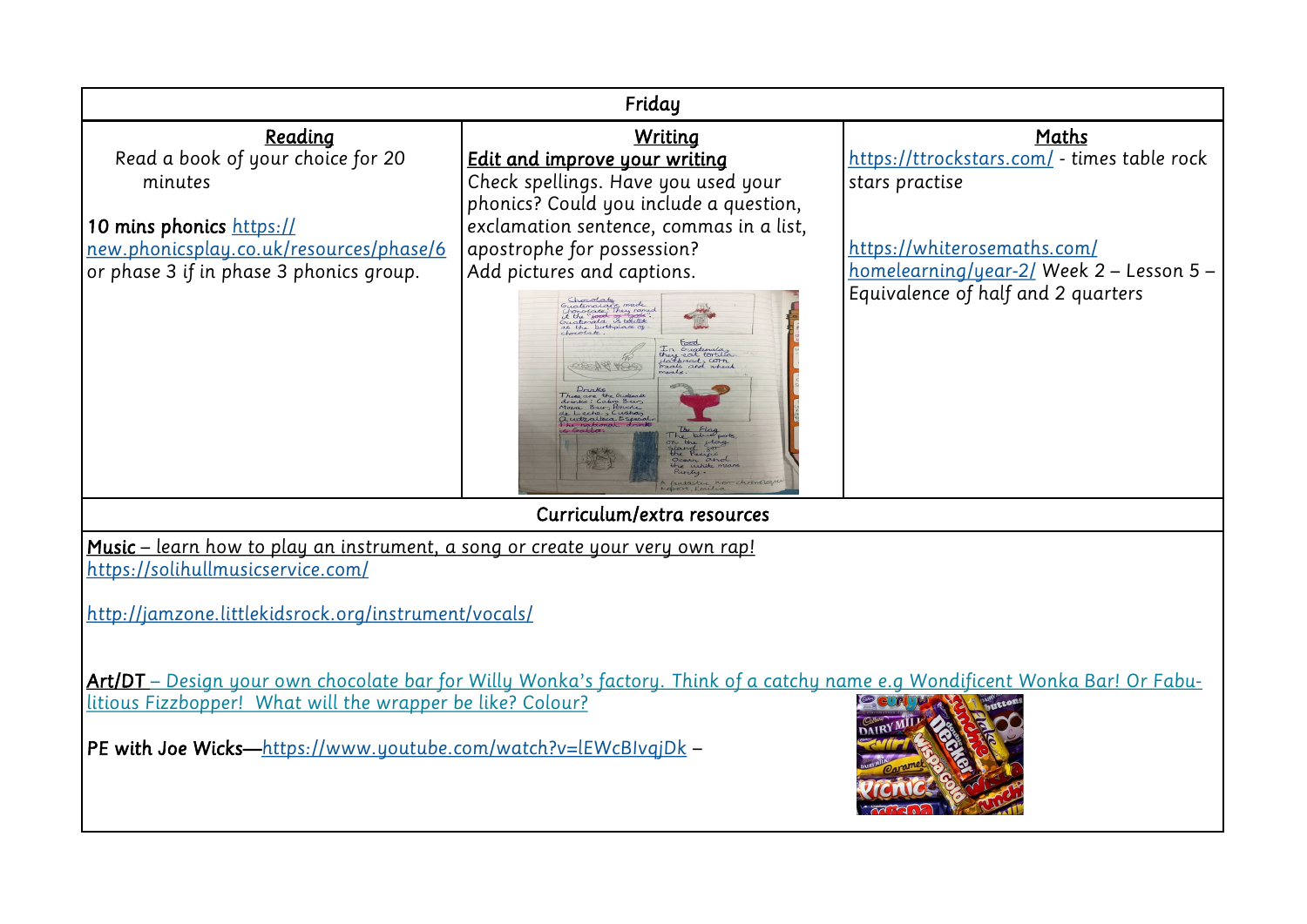| Friday | | |
|---|---|---|
| <u>Reading</u><br>Read a book of your choice for 20 minutes<br><br>10 mins phonics https://new.phonicsplay.co.uk/resources/phase/6 or phase 3 if in phase 3 phonics group. | <u>Writing</u><br><u>Edit and improve your writing</u><br>Check spellings. Have you used your phonics? Could you include a question, exclamation sentence, commas in a list, apostrophe for possession?<br>Add pictures and captions. | <u>Maths</u><br>https://ttrockstars.com/ - times table rock stars practise<br><br>https://whiterosemaths.com/homelearning/year-2/ Week 2 – Lesson 5 – Equivalence of half and 2 quarters |

## Curriculum/extra resources

**<u>Music</u>** <u>– learn how to play an instrument, a song or create your very own rap!</u>
https://solihullmusicservice.com/

http://jamzone.littlekidsrock.org/instrument/vocals/

**<u>Art/DT</u>** <u>– Design your own chocolate bar for Willy Wonka's factory. Think of a catchy name e.g Wondificent Wonka Bar! Or Fabu-litious Fizzbopper! What will the wrapper be like? Colour?</u>

**PE with Joe Wicks**—https://www.youtube.com/watch?v=lEWcBIvqjDk –